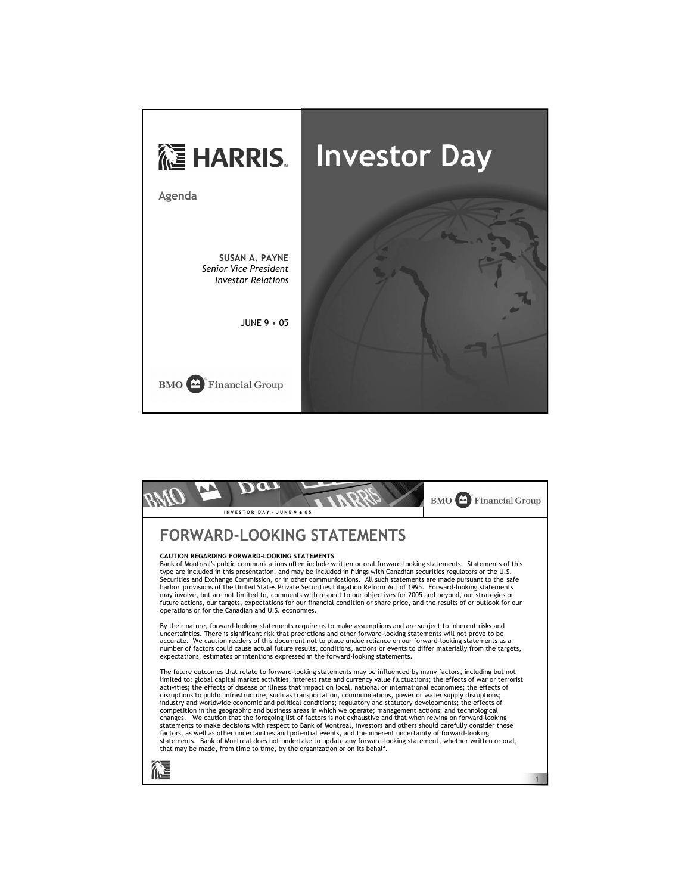# HARRIS

## Investor Day

**Agenda**

**SUSAN A. PAYNE**
*Senior Vice President*
*Investor Relations*

JUNE 9 • 05

BMO Financial Group

---

## FORWARD-LOOKING STATEMENTS

**CAUTION REGARDING FORWARD-LOOKING STATEMENTS**

Bank of Montreal's public communications often include written or oral forward-looking statements. Statements of this type are included in this presentation, and may be included in filings with Canadian securities regulators or the U.S. Securities and Exchange Commission, or in other communications. All such statements are made pursuant to the 'safe harbor' provisions of the United States Private Securities Litigation Reform Act of 1995. Forward-looking statements may involve, but are not limited to, comments with respect to our objectives for 2005 and beyond, our strategies or future actions, our targets, expectations for our financial condition or share price, and the results of or outlook for our operations or for the Canadian and U.S. economies.

By their nature, forward-looking statements require us to make assumptions and are subject to inherent risks and uncertainties. There is significant risk that predictions and other forward-looking statements will not prove to be accurate. We caution readers of this document not to place undue reliance on our forward-looking statements as a number of factors could cause actual future results, conditions, actions or events to differ materially from the targets, expectations, estimates or intentions expressed in the forward-looking statements.

The future outcomes that relate to forward-looking statements may be influenced by many factors, including but not limited to: global capital market activities; interest rate and currency value fluctuations; the effects of war or terrorist activities; the effects of disease or illness that impact on local, national or international economies; the effects of disruptions to public infrastructure, such as transportation, communications, power or water supply disruptions; industry and worldwide economic and political conditions; regulatory and statutory developments; the effects of competition in the geographic and business areas in which we operate; management actions; and technological changes. We caution that the foregoing list of factors is not exhaustive and that when relying on forward-looking statements to make decisions with respect to Bank of Montreal, investors and others should carefully consider these factors, as well as other uncertainties and potential events, and the inherent uncertainty of forward-looking statements. Bank of Montreal does not undertake to update any forward-looking statement, whether written or oral, that may be made, from time to time, by the organization or on its behalf.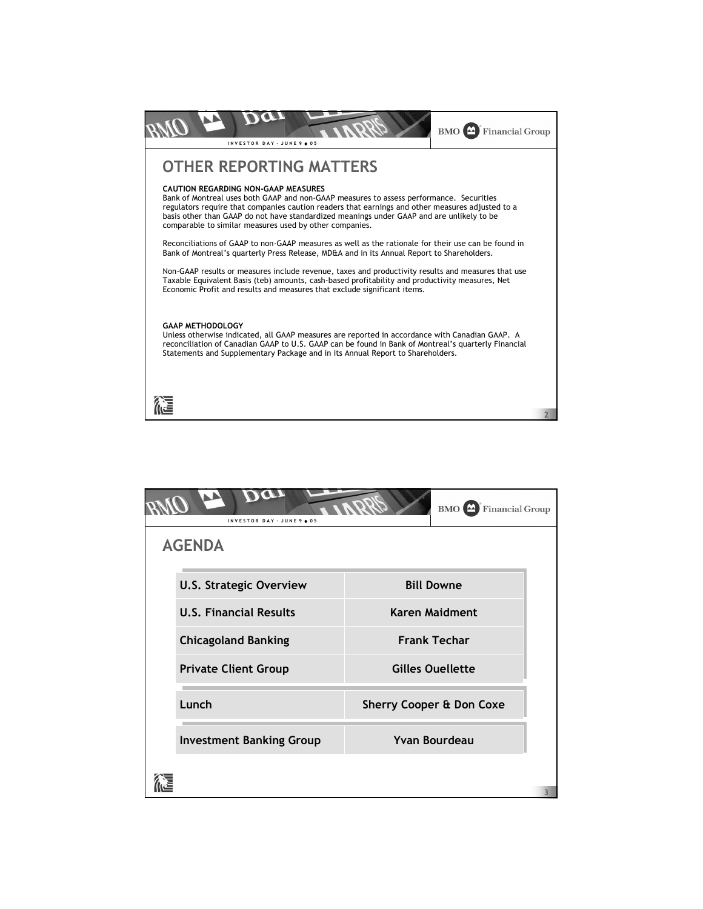# OTHER REPORTING MATTERS

**CAUTION REGARDING NON-GAAP MEASURES**

Bank of Montreal uses both GAAP and non-GAAP measures to assess performance. Securities regulators require that companies caution readers that earnings and other measures adjusted to a basis other than GAAP do not have standardized meanings under GAAP and are unlikely to be comparable to similar measures used by other companies.

Reconciliations of GAAP to non-GAAP measures as well as the rationale for their use can be found in Bank of Montreal's quarterly Press Release, MD&A and in its Annual Report to Shareholders.

Non-GAAP results or measures include revenue, taxes and productivity results and measures that use Taxable Equivalent Basis (teb) amounts, cash-based profitability and productivity measures, Net Economic Profit and results and measures that exclude significant items.

**GAAP METHODOLOGY**

Unless otherwise indicated, all GAAP measures are reported in accordance with Canadian GAAP. A reconciliation of Canadian GAAP to U.S. GAAP can be found in Bank of Montreal's quarterly Financial Statements and Supplementary Package and in its Annual Report to Shareholders.

# AGENDA

| | |
|---|---|
| **U.S. Strategic Overview** | **Bill Downe** |
| **U.S. Financial Results** | **Karen Maidment** |
| **Chicagoland Banking** | **Frank Techar** |
| **Private Client Group** | **Gilles Ouellette** |
| **Lunch** | **Sherry Cooper & Don Coxe** |
| **Investment Banking Group** | **Yvan Bourdeau** |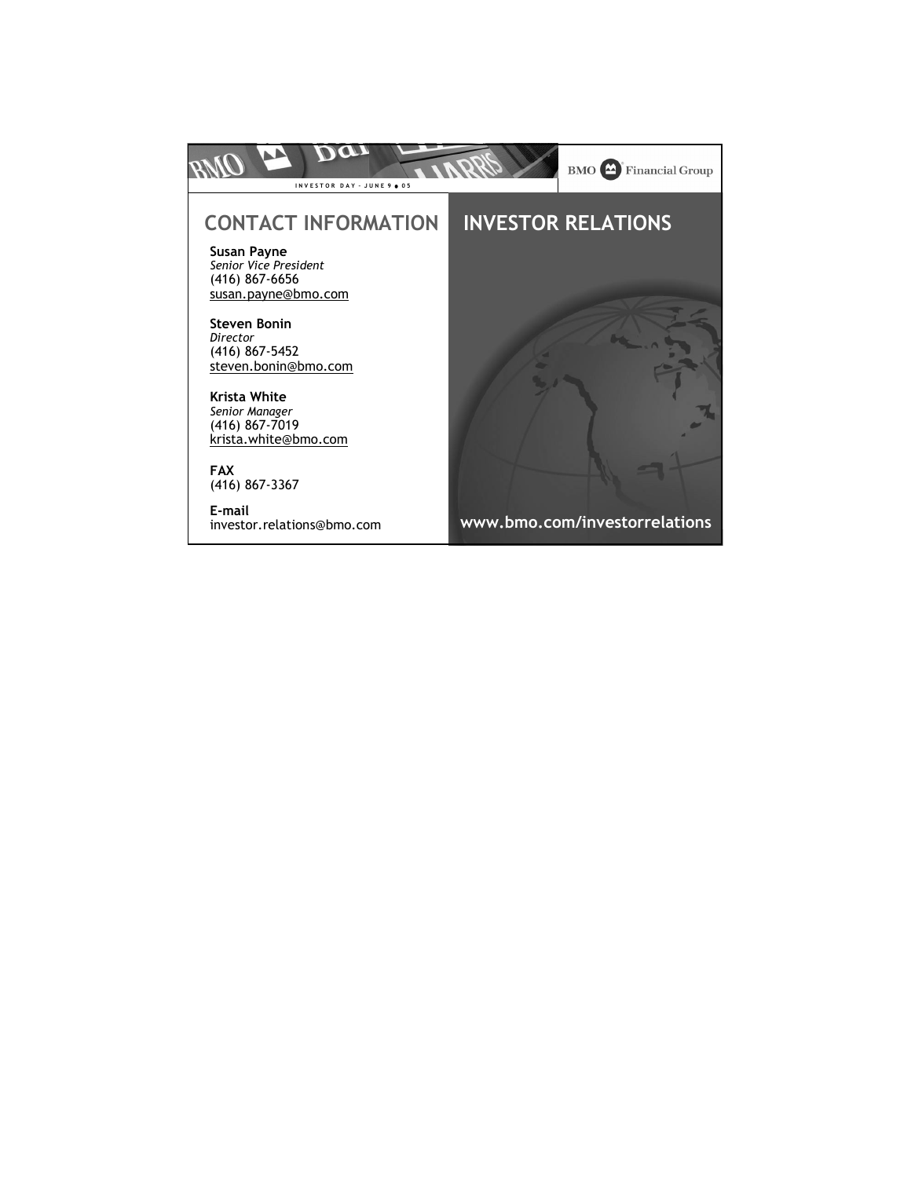## CONTACT INFORMATION

## INVESTOR RELATIONS

**Susan Payne**
*Senior Vice President*
(416) 867-6656
susan.payne@bmo.com

**Steven Bonin**
*Director*
(416) 867-5452
steven.bonin@bmo.com

**Krista White**
*Senior Manager*
(416) 867-7019
krista.white@bmo.com

**FAX**
(416) 867-3367

**E-mail**
investor.relations@bmo.com

**www.bmo.com/investorrelations**